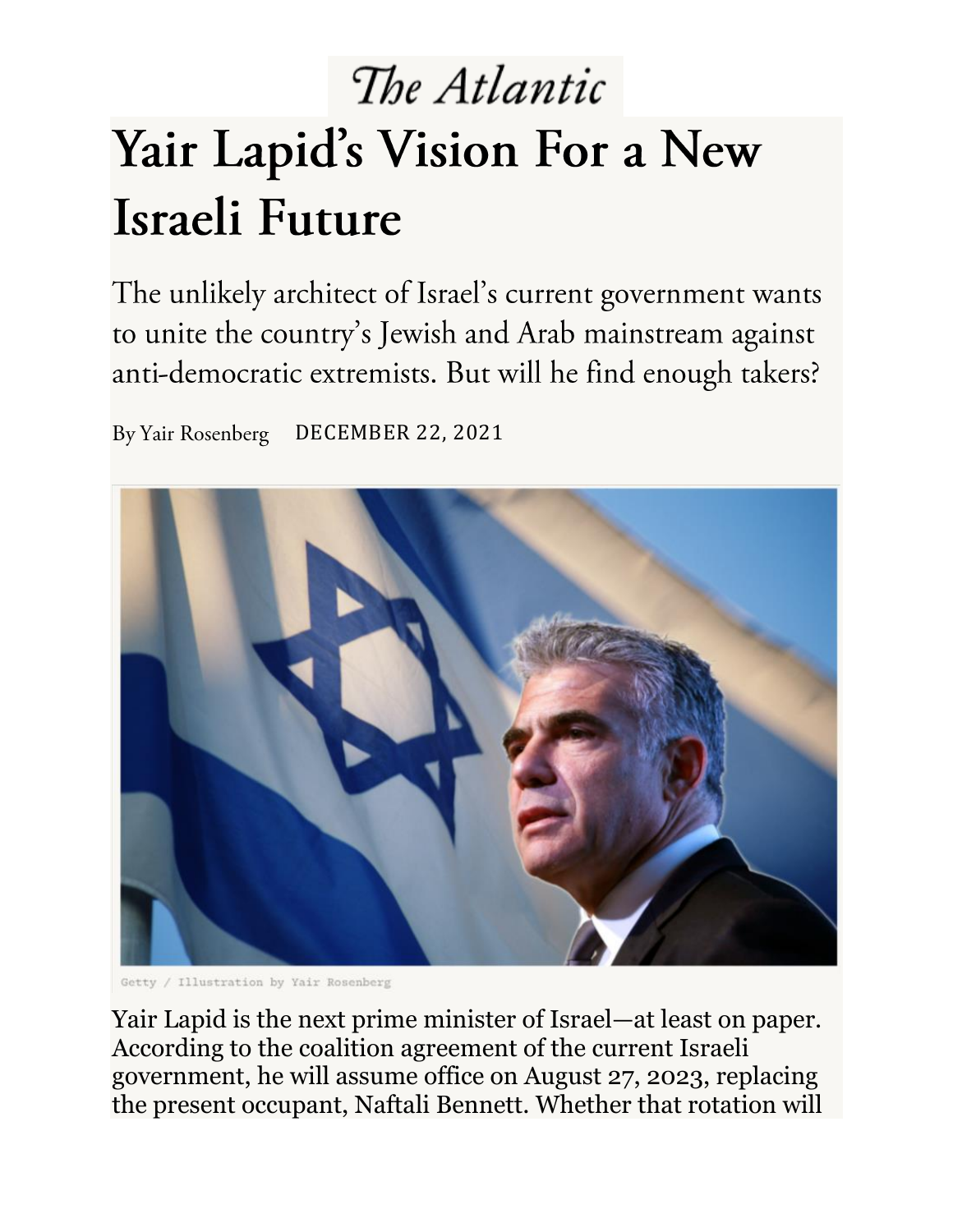The Atlantic

# Yair Lapid's Vision For a New Israeli Future

The unlikely architect of Israel's current government wants to unite the country's Jewish and Arab mainstream against anti-democratic extremists. But will he find enough takers?

By Yair Rosenberg DECEMBER 22, 2021

Getty / Illustration by Yair Rosenberg

Yair Lapid is the next prime minister of Israel—at least on paper. According to the coalition agreement of the current Israeli government, he will assume office on August 27, 2023, replacing the present occupant, Naftali Bennett. Whether that rotation will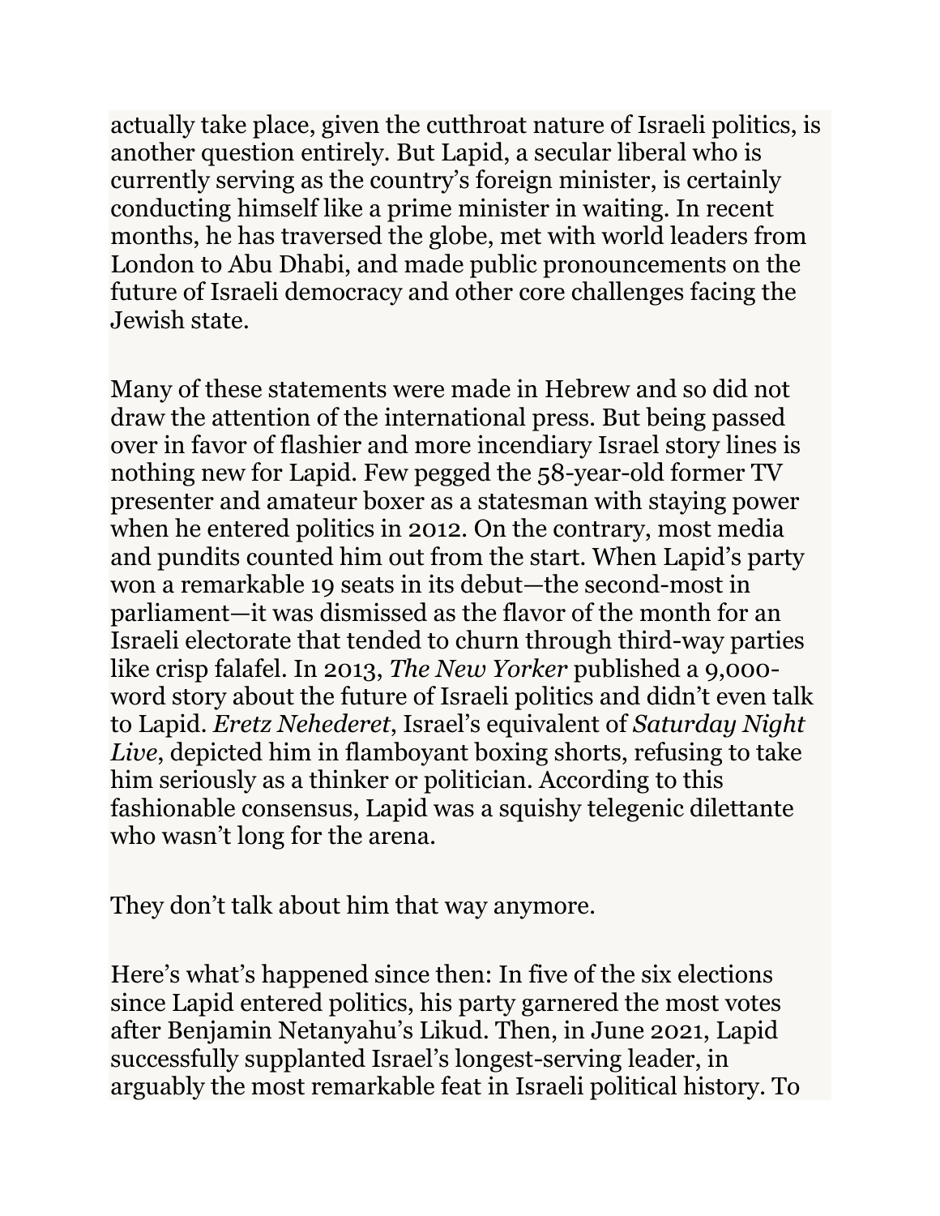actually take place, given the cutthroat nature of Israeli politics, is another question entirely. But Lapid, a secular liberal who is currently serving as the country's foreign minister, is certainly conducting himself like a prime minister in waiting. In recent months, he has traversed the globe, met with world leaders from London to Abu Dhabi, and made public pronouncements on the future of Israeli democracy and other core challenges facing the Jewish state.

Many of these statements were made in Hebrew and so did not draw the attention of the international press. But being passed over in favor of flashier and more incendiary Israel story lines is nothing new for Lapid. Few pegged the 58-year-old former TV presenter and amateur boxer as a statesman with staying power when he entered politics in 2012. On the contrary, most media and pundits counted him out from the start. When Lapid's party won a remarkable 19 seats in its debut—the second-most in parliament—it was dismissed as the flavor of the month for an Israeli electorate that tended to churn through third-way parties like crisp falafel. In 2013, *The New Yorker* published a 9,000-word story about the future of Israeli politics and didn't even talk to Lapid. *Eretz Nehederet*, Israel's equivalent of *Saturday Night Live*, depicted him in flamboyant boxing shorts, refusing to take him seriously as a thinker or politician. According to this fashionable consensus, Lapid was a squishy telegenic dilettante who wasn't long for the arena.

They don't talk about him that way anymore.

Here's what's happened since then: In five of the six elections since Lapid entered politics, his party garnered the most votes after Benjamin Netanyahu's Likud. Then, in June 2021, Lapid successfully supplanted Israel's longest-serving leader, in arguably the most remarkable feat in Israeli political history. To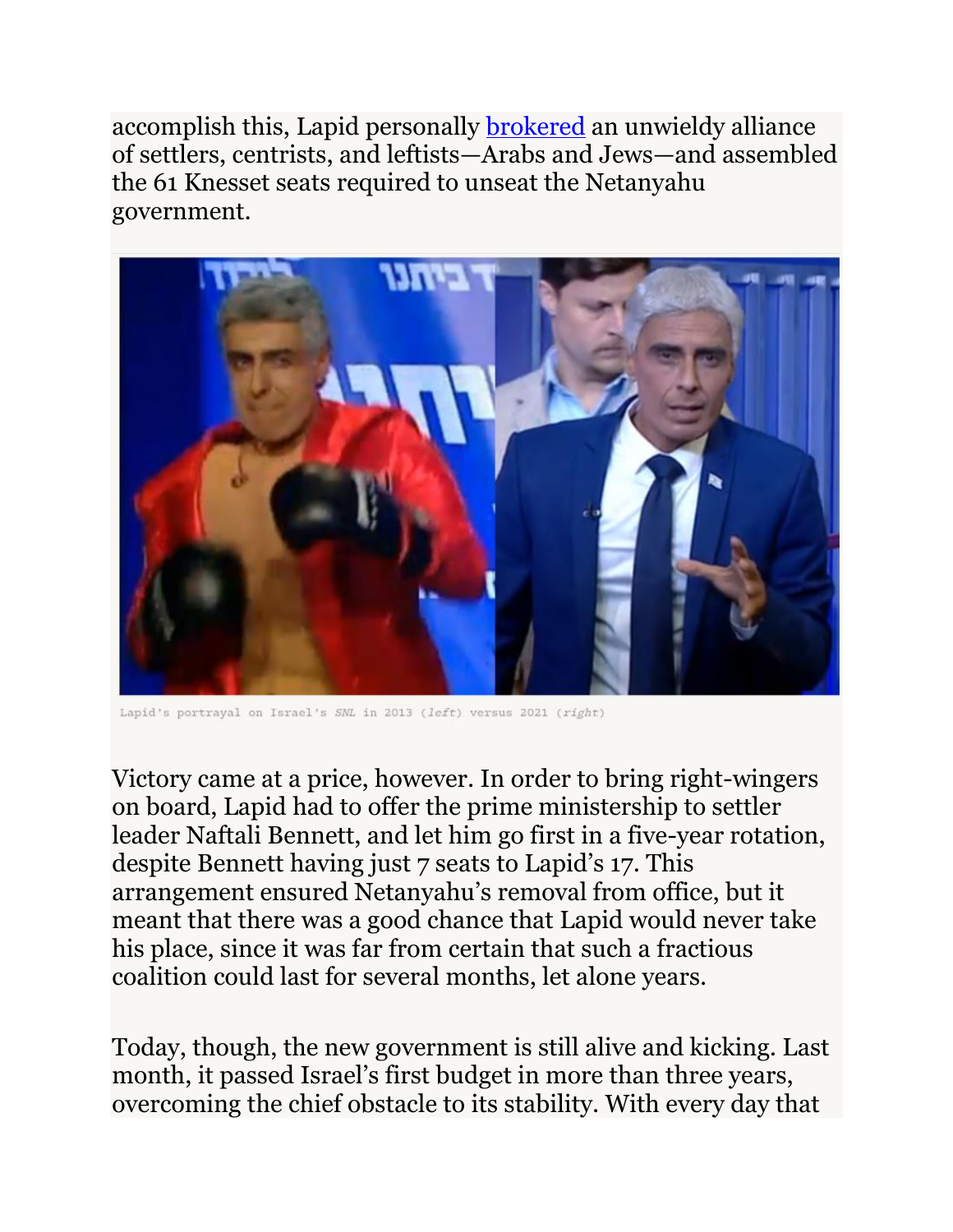accomplish this, Lapid personally [brokered] an unwieldy alliance of settlers, centrists, and leftists—Arabs and Jews—and assembled the 61 Knesset seats required to unseat the Netanyahu government.

Lapid's portrayal on Israel's *SNL* in 2013 (*left*) versus 2021 (*right*)

Victory came at a price, however. In order to bring right-wingers on board, Lapid had to offer the prime ministership to settler leader Naftali Bennett, and let him go first in a five-year rotation, despite Bennett having just 7 seats to Lapid's 17. This arrangement ensured Netanyahu's removal from office, but it meant that there was a good chance that Lapid would never take his place, since it was far from certain that such a fractious coalition could last for several months, let alone years.

Today, though, the new government is still alive and kicking. Last month, it passed Israel's first budget in more than three years, overcoming the chief obstacle to its stability. With every day that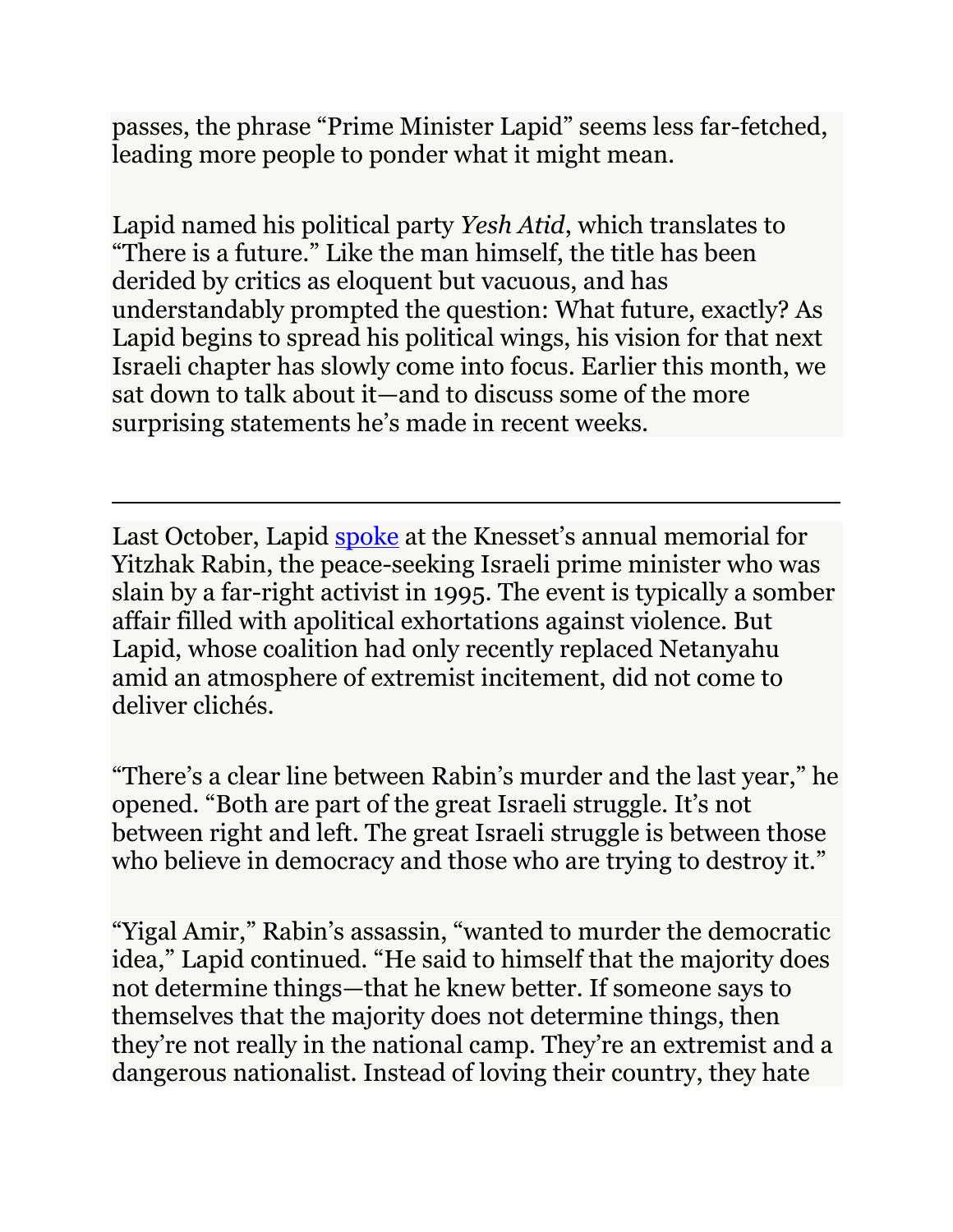passes, the phrase "Prime Minister Lapid" seems less far-fetched, leading more people to ponder what it might mean.

Lapid named his political party *Yesh Atid*, which translates to "There is a future." Like the man himself, the title has been derided by critics as eloquent but vacuous, and has understandably prompted the question: What future, exactly? As Lapid begins to spread his political wings, his vision for that next Israeli chapter has slowly come into focus. Earlier this month, we sat down to talk about it—and to discuss some of the more surprising statements he's made in recent weeks.

---

Last October, Lapid [spoke](#) at the Knesset's annual memorial for Yitzhak Rabin, the peace-seeking Israeli prime minister who was slain by a far-right activist in 1995. The event is typically a somber affair filled with apolitical exhortations against violence. But Lapid, whose coalition had only recently replaced Netanyahu amid an atmosphere of extremist incitement, did not come to deliver clichés.

"There's a clear line between Rabin's murder and the last year," he opened. "Both are part of the great Israeli struggle. It's not between right and left. The great Israeli struggle is between those who believe in democracy and those who are trying to destroy it."

"Yigal Amir," Rabin's assassin, "wanted to murder the democratic idea," Lapid continued. "He said to himself that the majority does not determine things—that he knew better. If someone says to themselves that the majority does not determine things, then they're not really in the national camp. They're an extremist and a dangerous nationalist. Instead of loving their country, they hate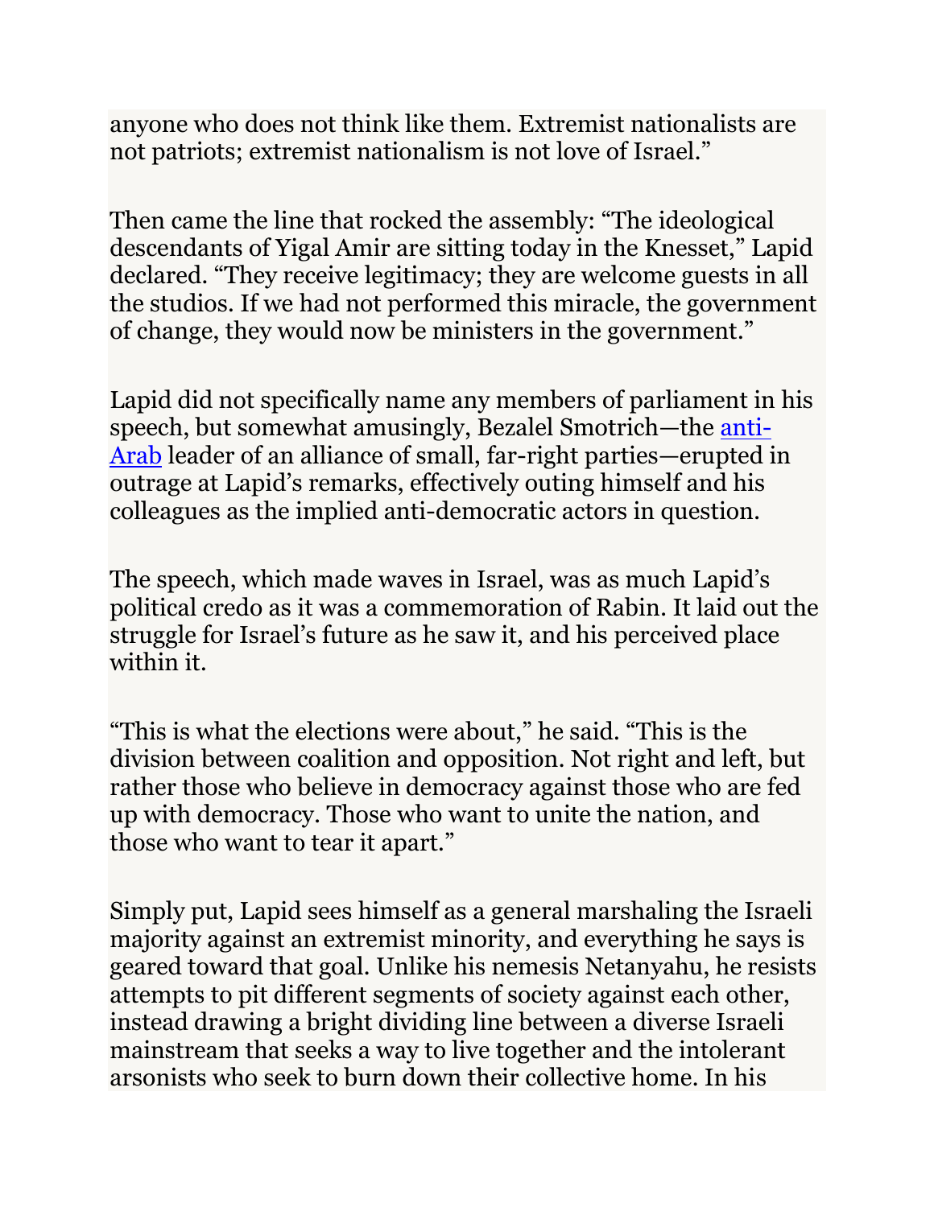anyone who does not think like them. Extremist nationalists are not patriots; extremist nationalism is not love of Israel."

Then came the line that rocked the assembly: "The ideological descendants of Yigal Amir are sitting today in the Knesset," Lapid declared. "They receive legitimacy; they are welcome guests in all the studios. If we had not performed this miracle, the government of change, they would now be ministers in the government."

Lapid did not specifically name any members of parliament in his speech, but somewhat amusingly, Bezalel Smotrich—the anti-Arab leader of an alliance of small, far-right parties—erupted in outrage at Lapid's remarks, effectively outing himself and his colleagues as the implied anti-democratic actors in question.

The speech, which made waves in Israel, was as much Lapid's political credo as it was a commemoration of Rabin. It laid out the struggle for Israel's future as he saw it, and his perceived place within it.

"This is what the elections were about," he said. "This is the division between coalition and opposition. Not right and left, but rather those who believe in democracy against those who are fed up with democracy. Those who want to unite the nation, and those who want to tear it apart."

Simply put, Lapid sees himself as a general marshaling the Israeli majority against an extremist minority, and everything he says is geared toward that goal. Unlike his nemesis Netanyahu, he resists attempts to pit different segments of society against each other, instead drawing a bright dividing line between a diverse Israeli mainstream that seeks a way to live together and the intolerant arsonists who seek to burn down their collective home. In his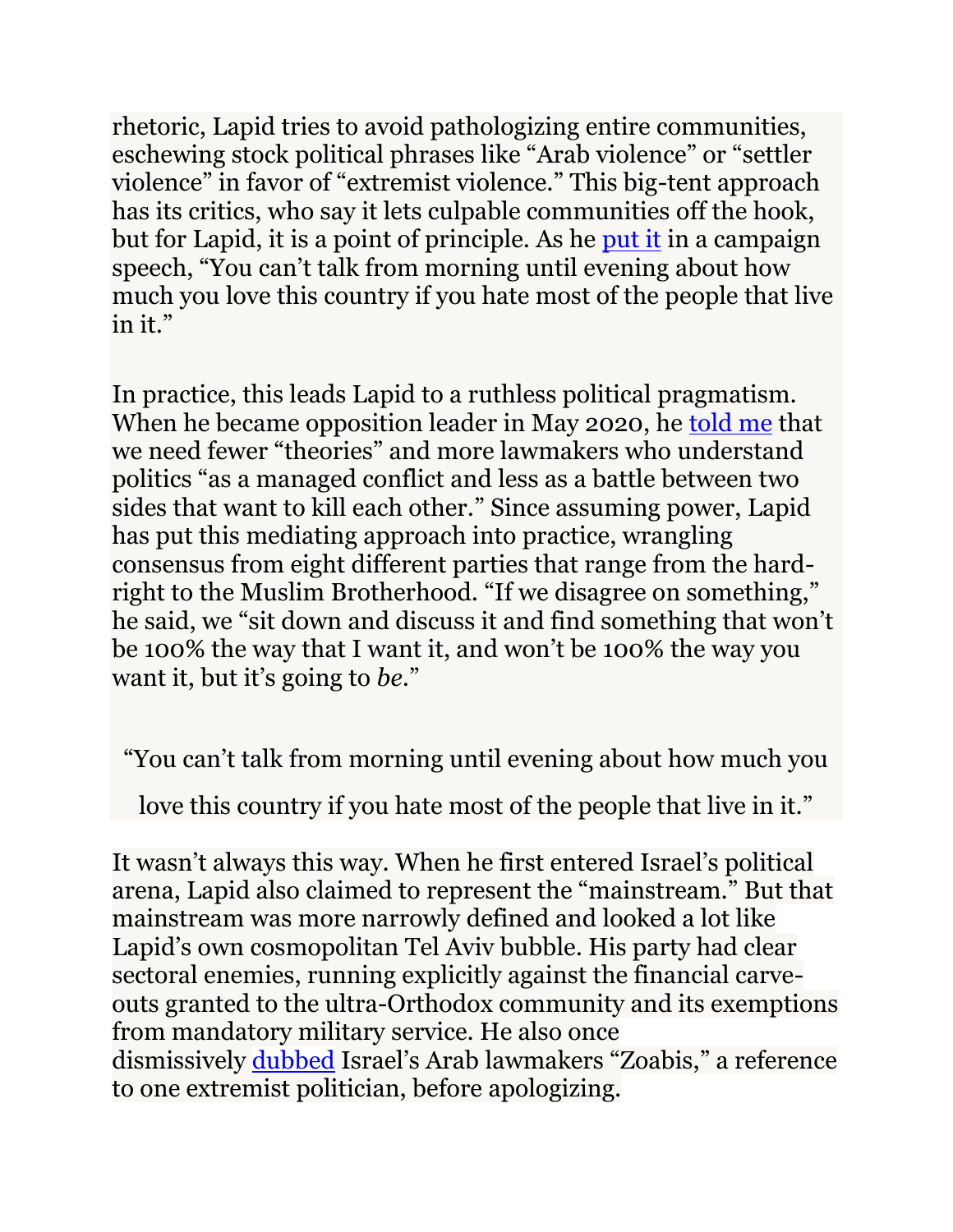rhetoric, Lapid tries to avoid pathologizing entire communities, eschewing stock political phrases like "Arab violence" or "settler violence" in favor of "extremist violence." This big-tent approach has its critics, who say it lets culpable communities off the hook, but for Lapid, it is a point of principle. As he [put it] in a campaign speech, "You can't talk from morning until evening about how much you love this country if you hate most of the people that live in it."

In practice, this leads Lapid to a ruthless political pragmatism. When he became opposition leader in May 2020, he [told me] that we need fewer "theories" and more lawmakers who understand politics "as a managed conflict and less as a battle between two sides that want to kill each other." Since assuming power, Lapid has put this mediating approach into practice, wrangling consensus from eight different parties that range from the hard-right to the Muslim Brotherhood. "If we disagree on something," he said, we "sit down and discuss it and find something that won't be 100% the way that I want it, and won't be 100% the way you want it, but it's going to *be*."

> "You can't talk from morning until evening about how much you love this country if you hate most of the people that live in it."

It wasn't always this way. When he first entered Israel's political arena, Lapid also claimed to represent the "mainstream." But that mainstream was more narrowly defined and looked a lot like Lapid's own cosmopolitan Tel Aviv bubble. His party had clear sectoral enemies, running explicitly against the financial carve-outs granted to the ultra-Orthodox community and its exemptions from mandatory military service. He also once dismissively [dubbed] Israel's Arab lawmakers "Zoabis," a reference to one extremist politician, before apologizing.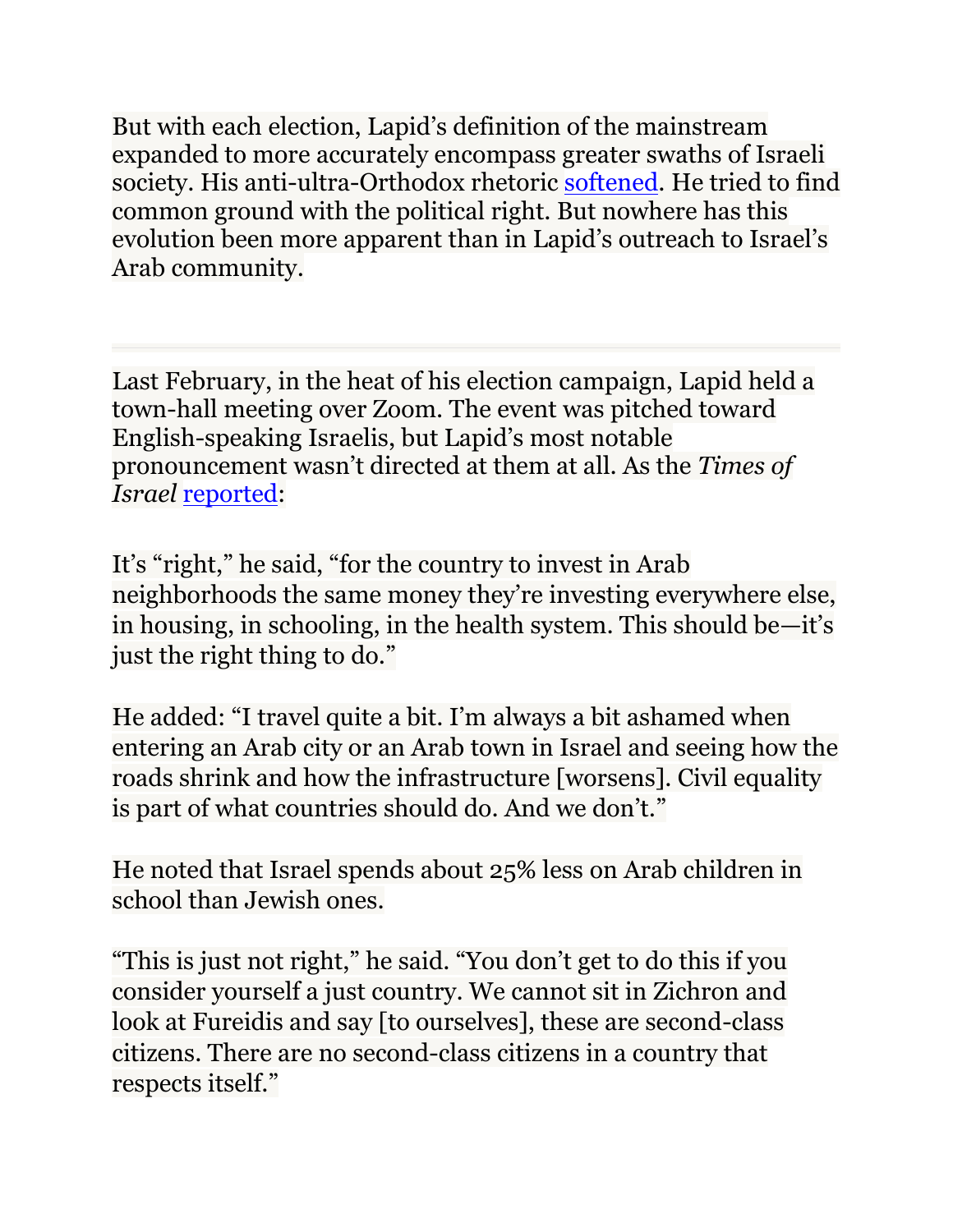But with each election, Lapid's definition of the mainstream expanded to more accurately encompass greater swaths of Israeli society. His anti-ultra-Orthodox rhetoric softened. He tried to find common ground with the political right. But nowhere has this evolution been more apparent than in Lapid's outreach to Israel's Arab community.

---

Last February, in the heat of his election campaign, Lapid held a town-hall meeting over Zoom. The event was pitched toward English-speaking Israelis, but Lapid's most notable pronouncement wasn't directed at them at all. As the *Times of Israel* reported:

It's "right," he said, "for the country to invest in Arab neighborhoods the same money they're investing everywhere else, in housing, in schooling, in the health system. This should be—it's just the right thing to do."

He added: "I travel quite a bit. I'm always a bit ashamed when entering an Arab city or an Arab town in Israel and seeing how the roads shrink and how the infrastructure [worsens]. Civil equality is part of what countries should do. And we don't."

He noted that Israel spends about 25% less on Arab children in school than Jewish ones.

"This is just not right," he said. "You don't get to do this if you consider yourself a just country. We cannot sit in Zichron and look at Fureidis and say [to ourselves], these are second-class citizens. There are no second-class citizens in a country that respects itself."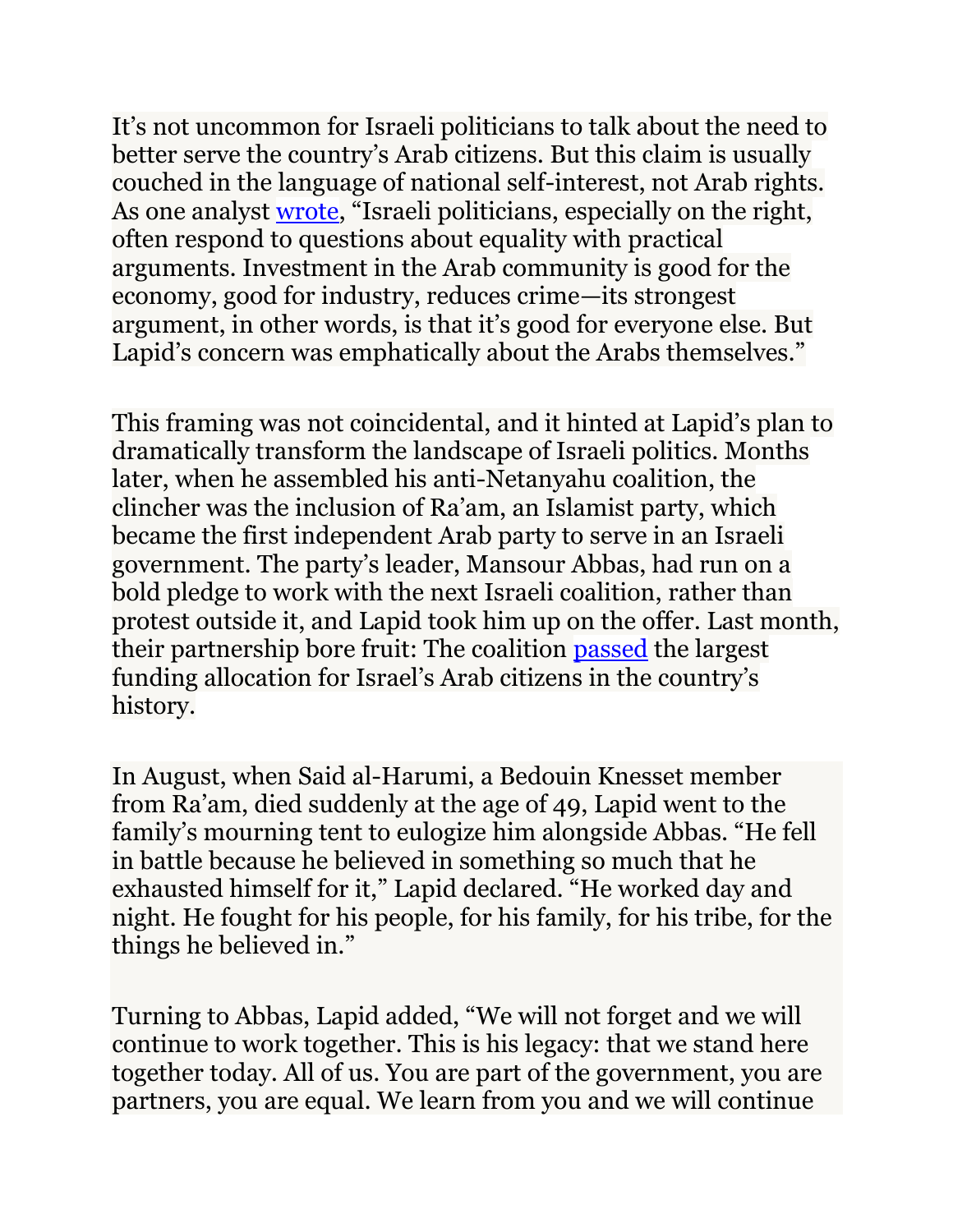It's not uncommon for Israeli politicians to talk about the need to better serve the country's Arab citizens. But this claim is usually couched in the language of national self-interest, not Arab rights. As one analyst [wrote](), "Israeli politicians, especially on the right, often respond to questions about equality with practical arguments. Investment in the Arab community is good for the economy, good for industry, reduces crime—its strongest argument, in other words, is that it's good for everyone else. But Lapid's concern was emphatically about the Arabs themselves."

This framing was not coincidental, and it hinted at Lapid's plan to dramatically transform the landscape of Israeli politics. Months later, when he assembled his anti-Netanyahu coalition, the clincher was the inclusion of Ra'am, an Islamist party, which became the first independent Arab party to serve in an Israeli government. The party's leader, Mansour Abbas, had run on a bold pledge to work with the next Israeli coalition, rather than protest outside it, and Lapid took him up on the offer. Last month, their partnership bore fruit: The coalition [passed]() the largest funding allocation for Israel's Arab citizens in the country's history.

In August, when Said al-Harumi, a Bedouin Knesset member from Ra'am, died suddenly at the age of 49, Lapid went to the family's mourning tent to eulogize him alongside Abbas. "He fell in battle because he believed in something so much that he exhausted himself for it," Lapid declared. "He worked day and night. He fought for his people, for his family, for his tribe, for the things he believed in."

Turning to Abbas, Lapid added, "We will not forget and we will continue to work together. This is his legacy: that we stand here together today. All of us. You are part of the government, you are partners, you are equal. We learn from you and we will continue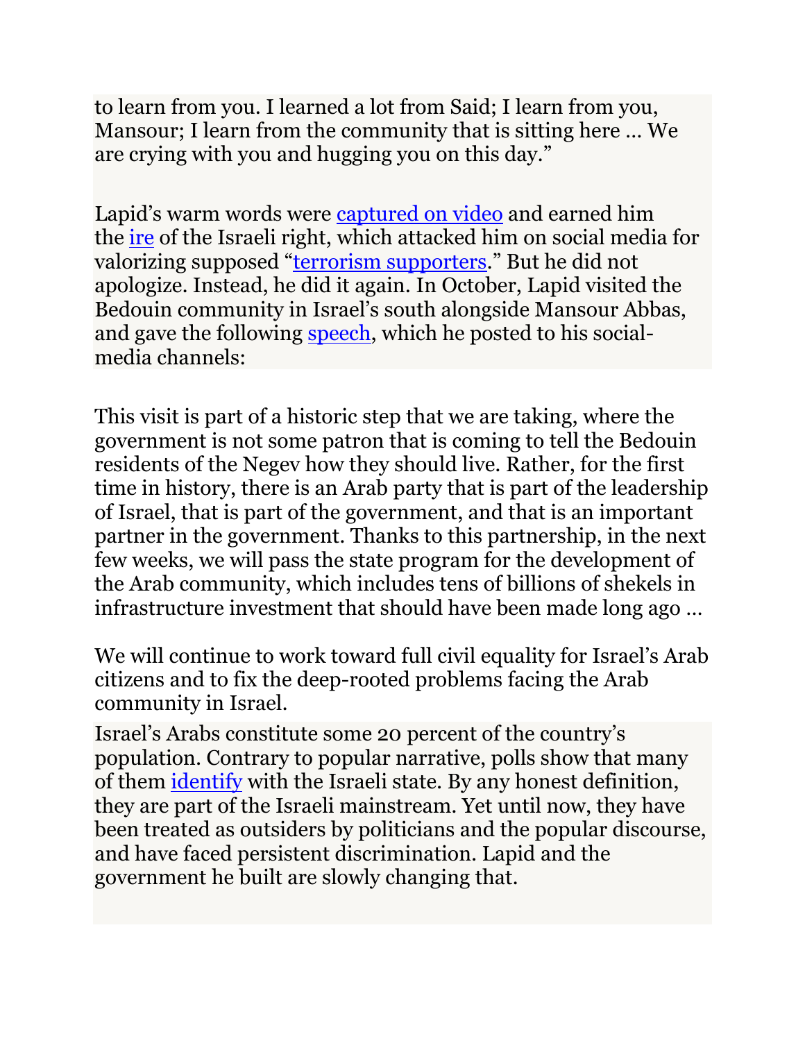to learn from you. I learned a lot from Said; I learn from you, Mansour; I learn from the community that is sitting here … We are crying with you and hugging you on this day."

Lapid's warm words were captured on video and earned him the ire of the Israeli right, which attacked him on social media for valorizing supposed "terrorism supporters." But he did not apologize. Instead, he did it again. In October, Lapid visited the Bedouin community in Israel's south alongside Mansour Abbas, and gave the following speech, which he posted to his social-media channels:

> This visit is part of a historic step that we are taking, where the government is not some patron that is coming to tell the Bedouin residents of the Negev how they should live. Rather, for the first time in history, there is an Arab party that is part of the leadership of Israel, that is part of the government, and that is an important partner in the government. Thanks to this partnership, in the next few weeks, we will pass the state program for the development of the Arab community, which includes tens of billions of shekels in infrastructure investment that should have been made long ago …
>
> We will continue to work toward full civil equality for Israel's Arab citizens and to fix the deep-rooted problems facing the Arab community in Israel.

Israel's Arabs constitute some 20 percent of the country's population. Contrary to popular narrative, polls show that many of them identify with the Israeli state. By any honest definition, they are part of the Israeli mainstream. Yet until now, they have been treated as outsiders by politicians and the popular discourse, and have faced persistent discrimination. Lapid and the government he built are slowly changing that.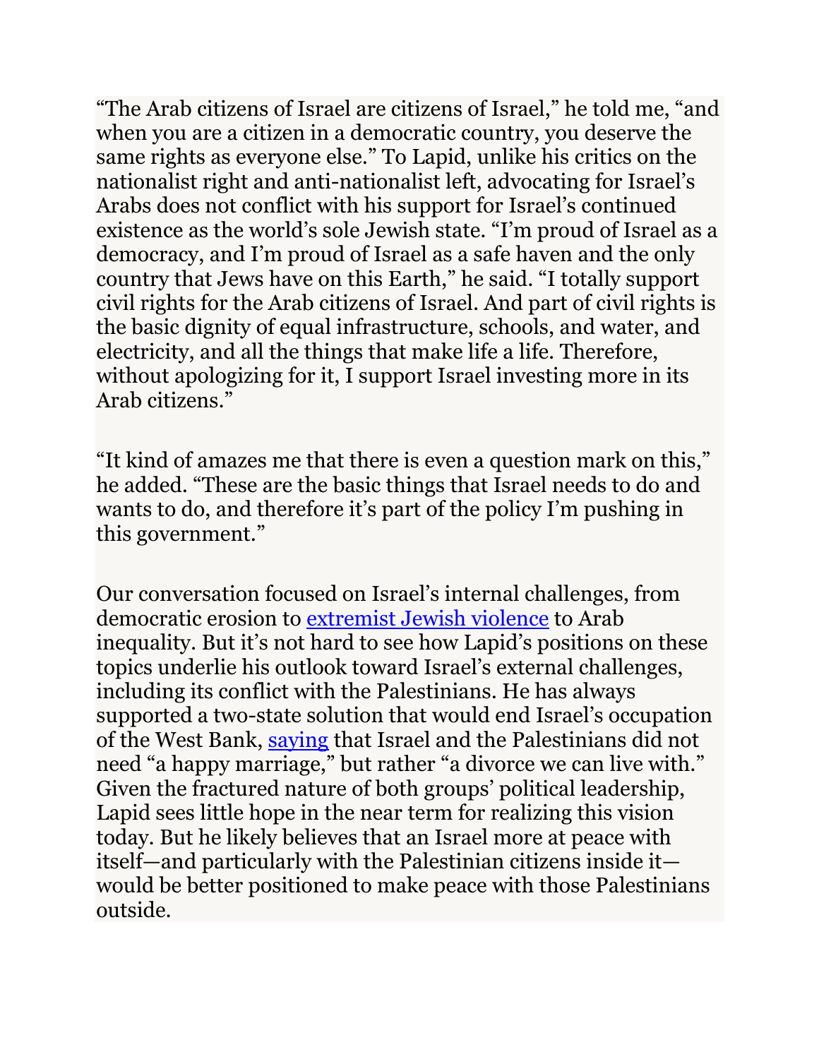"The Arab citizens of Israel are citizens of Israel," he told me, "and when you are a citizen in a democratic country, you deserve the same rights as everyone else." To Lapid, unlike his critics on the nationalist right and anti-nationalist left, advocating for Israel's Arabs does not conflict with his support for Israel's continued existence as the world's sole Jewish state. "I'm proud of Israel as a democracy, and I'm proud of Israel as a safe haven and the only country that Jews have on this Earth," he said. "I totally support civil rights for the Arab citizens of Israel. And part of civil rights is the basic dignity of equal infrastructure, schools, and water, and electricity, and all the things that make life a life. Therefore, without apologizing for it, I support Israel investing more in its Arab citizens."

"It kind of amazes me that there is even a question mark on this," he added. "These are the basic things that Israel needs to do and wants to do, and therefore it's part of the policy I'm pushing in this government."

Our conversation focused on Israel's internal challenges, from democratic erosion to extremist Jewish violence to Arab inequality. But it's not hard to see how Lapid's positions on these topics underlie his outlook toward Israel's external challenges, including its conflict with the Palestinians. He has always supported a two-state solution that would end Israel's occupation of the West Bank, saying that Israel and the Palestinians did not need "a happy marriage," but rather "a divorce we can live with." Given the fractured nature of both groups' political leadership, Lapid sees little hope in the near term for realizing this vision today. But he likely believes that an Israel more at peace with itself—and particularly with the Palestinian citizens inside it—would be better positioned to make peace with those Palestinians outside.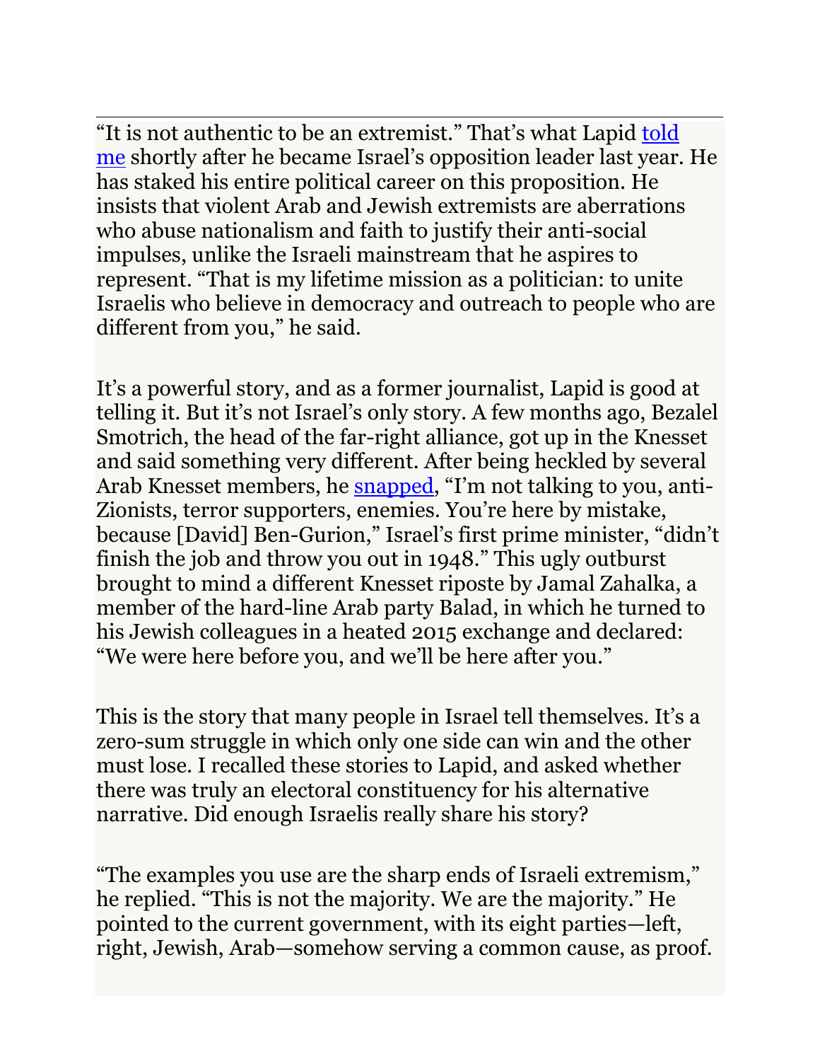"It is not authentic to be an extremist." That's what Lapid told me shortly after he became Israel's opposition leader last year. He has staked his entire political career on this proposition. He insists that violent Arab and Jewish extremists are aberrations who abuse nationalism and faith to justify their anti-social impulses, unlike the Israeli mainstream that he aspires to represent. "That is my lifetime mission as a politician: to unite Israelis who believe in democracy and outreach to people who are different from you," he said.

It's a powerful story, and as a former journalist, Lapid is good at telling it. But it's not Israel's only story. A few months ago, Bezalel Smotrich, the head of the far-right alliance, got up in the Knesset and said something very different. After being heckled by several Arab Knesset members, he snapped, "I'm not talking to you, anti-Zionists, terror supporters, enemies. You're here by mistake, because [David] Ben-Gurion," Israel's first prime minister, "didn't finish the job and throw you out in 1948." This ugly outburst brought to mind a different Knesset riposte by Jamal Zahalka, a member of the hard-line Arab party Balad, in which he turned to his Jewish colleagues in a heated 2015 exchange and declared: "We were here before you, and we'll be here after you."

This is the story that many people in Israel tell themselves. It's a zero-sum struggle in which only one side can win and the other must lose. I recalled these stories to Lapid, and asked whether there was truly an electoral constituency for his alternative narrative. Did enough Israelis really share his story?

"The examples you use are the sharp ends of Israeli extremism," he replied. "This is not the majority. We are the majority." He pointed to the current government, with its eight parties—left, right, Jewish, Arab—somehow serving a common cause, as proof.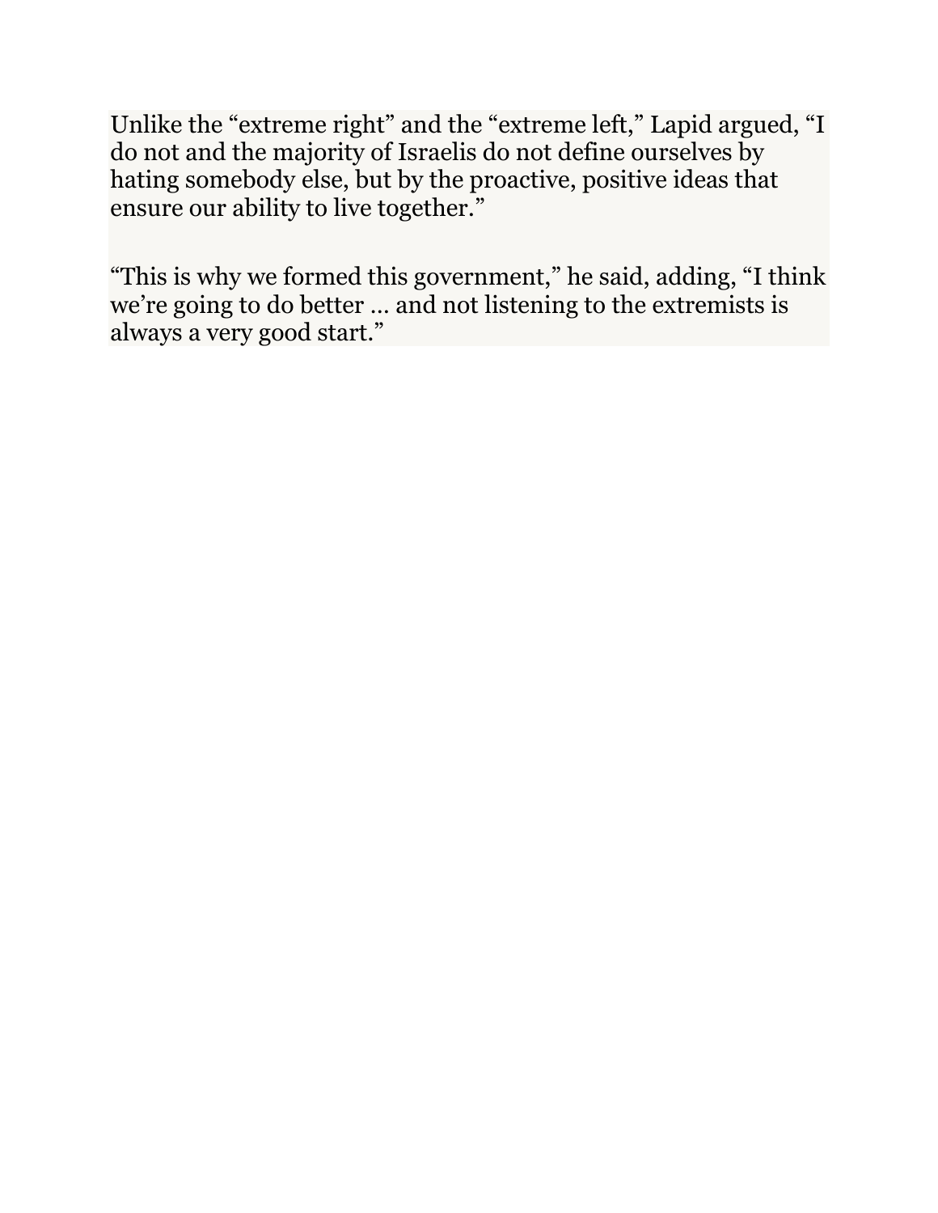Unlike the "extreme right" and the "extreme left," Lapid argued, "I do not and the majority of Israelis do not define ourselves by hating somebody else, but by the proactive, positive ideas that ensure our ability to live together."

"This is why we formed this government," he said, adding, "I think we're going to do better … and not listening to the extremists is always a very good start."